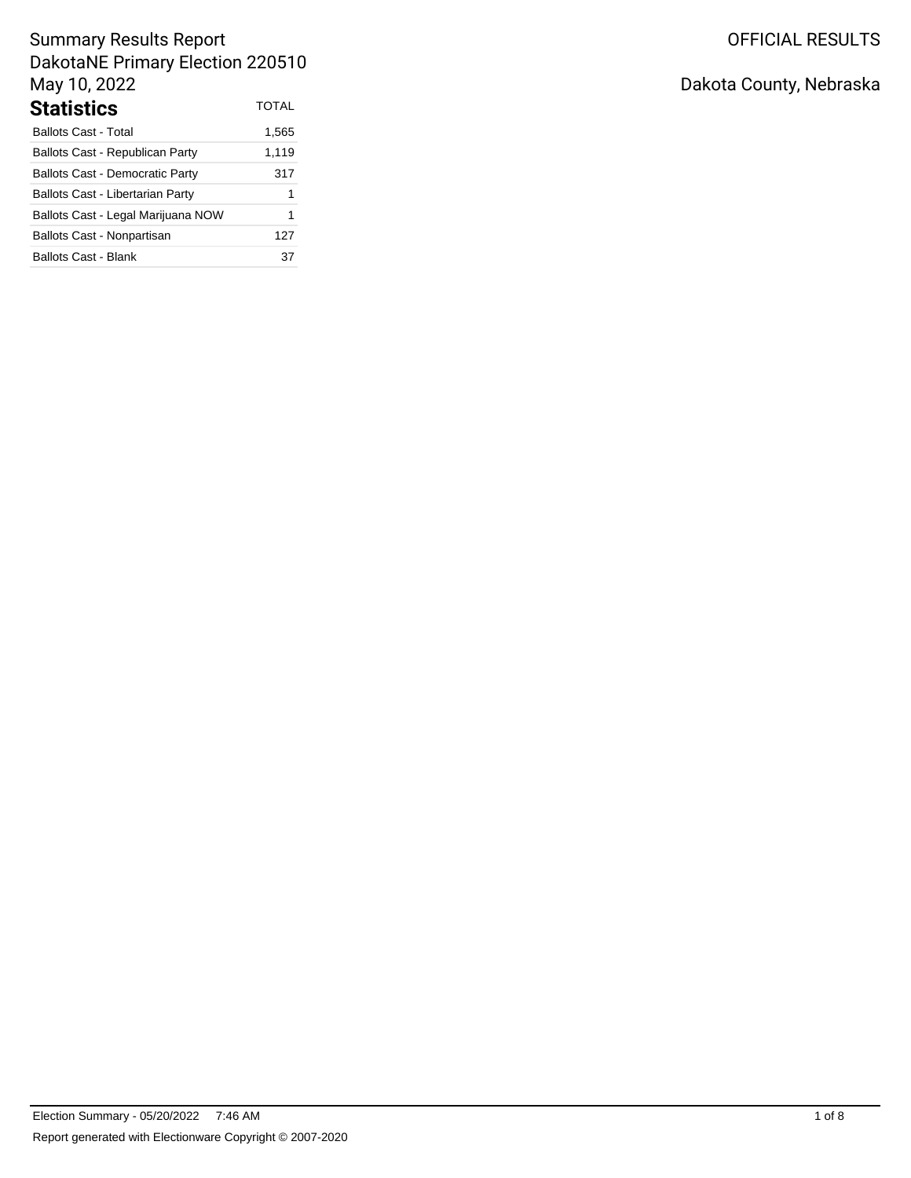Summary Results Report
DakotaNE Primary Election 220510
May 10, 2022

OFFICIAL RESULTS

Dakota County, Nebraska

## Statistics

| | TOTAL |
|---|---|
| Ballots Cast - Total | 1,565 |
| Ballots Cast - Republican Party | 1,119 |
| Ballots Cast - Democratic Party | 317 |
| Ballots Cast - Libertarian Party | 1 |
| Ballots Cast - Legal Marijuana NOW | 1 |
| Ballots Cast - Nonpartisan | 127 |
| Ballots Cast - Blank | 37 |

Election Summary - 05/20/2022 7:46 AM

Report generated with Electionware Copyright © 2007-2020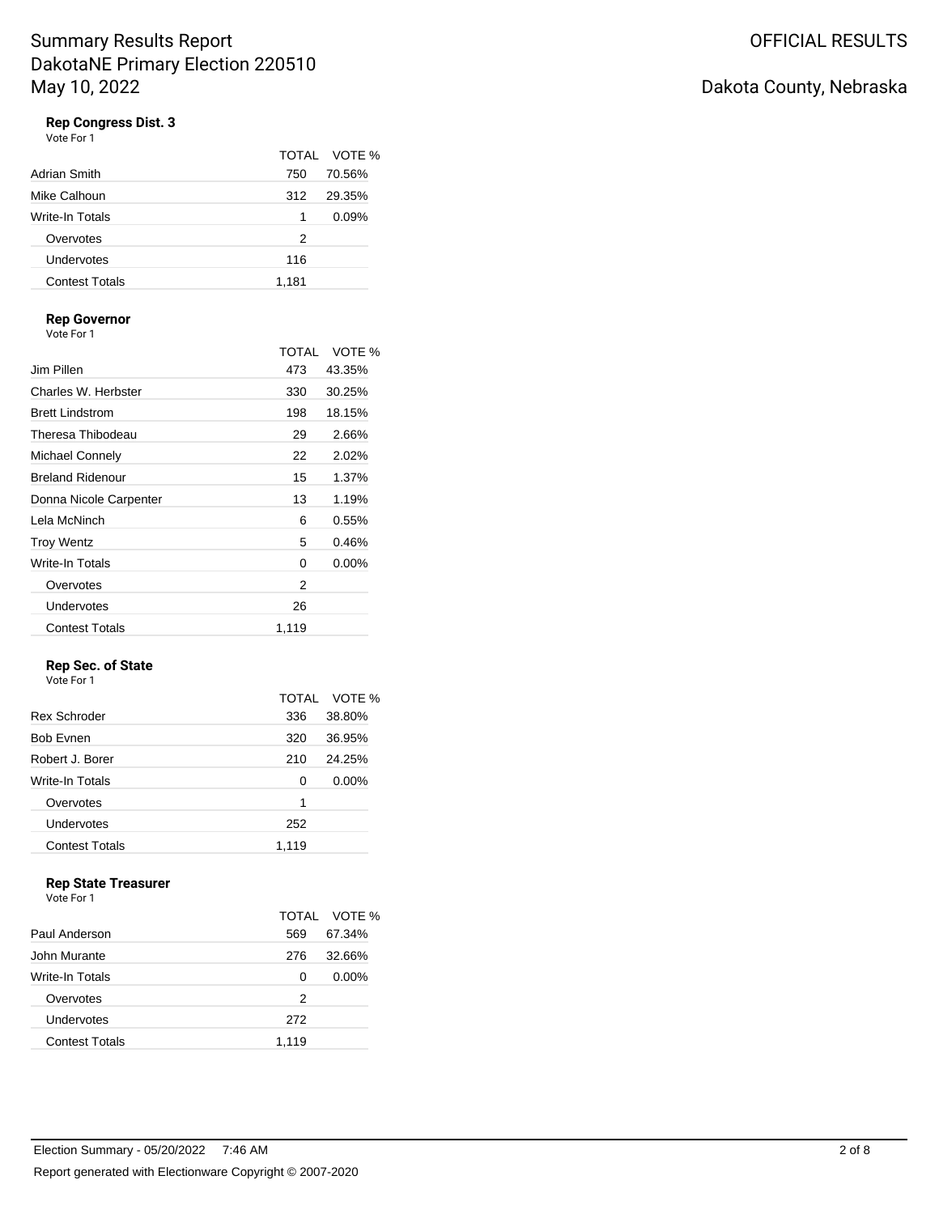# Summary Results Report
DakotaNE Primary Election 220510
May 10, 2022

OFFICIAL RESULTS

Dakota County, Nebraska

### Rep Congress Dist. 3
Vote For 1

| | TOTAL | VOTE % |
|---|---|---|
| Adrian Smith | 750 | 70.56% |
| Mike Calhoun | 312 | 29.35% |
| Write-In Totals | 1 | 0.09% |
| Overvotes | 2 | |
| Undervotes | 116 | |
| Contest Totals | 1,181 | |

### Rep Governor
Vote For 1

| | TOTAL | VOTE % |
|---|---|---|
| Jim Pillen | 473 | 43.35% |
| Charles W. Herbster | 330 | 30.25% |
| Brett Lindstrom | 198 | 18.15% |
| Theresa Thibodeau | 29 | 2.66% |
| Michael Connely | 22 | 2.02% |
| Breland Ridenour | 15 | 1.37% |
| Donna Nicole Carpenter | 13 | 1.19% |
| Lela McNinch | 6 | 0.55% |
| Troy Wentz | 5 | 0.46% |
| Write-In Totals | 0 | 0.00% |
| Overvotes | 2 | |
| Undervotes | 26 | |
| Contest Totals | 1,119 | |

### Rep Sec. of State
Vote For 1

| | TOTAL | VOTE % |
|---|---|---|
| Rex Schroder | 336 | 38.80% |
| Bob Evnen | 320 | 36.95% |
| Robert J. Borer | 210 | 24.25% |
| Write-In Totals | 0 | 0.00% |
| Overvotes | 1 | |
| Undervotes | 252 | |
| Contest Totals | 1,119 | |

### Rep State Treasurer
Vote For 1

| | TOTAL | VOTE % |
|---|---|---|
| Paul Anderson | 569 | 67.34% |
| John Murante | 276 | 32.66% |
| Write-In Totals | 0 | 0.00% |
| Overvotes | 2 | |
| Undervotes | 272 | |
| Contest Totals | 1,119 | |

Election Summary - 05/20/2022 7:46 AM

Report generated with Electionware Copyright © 2007-2020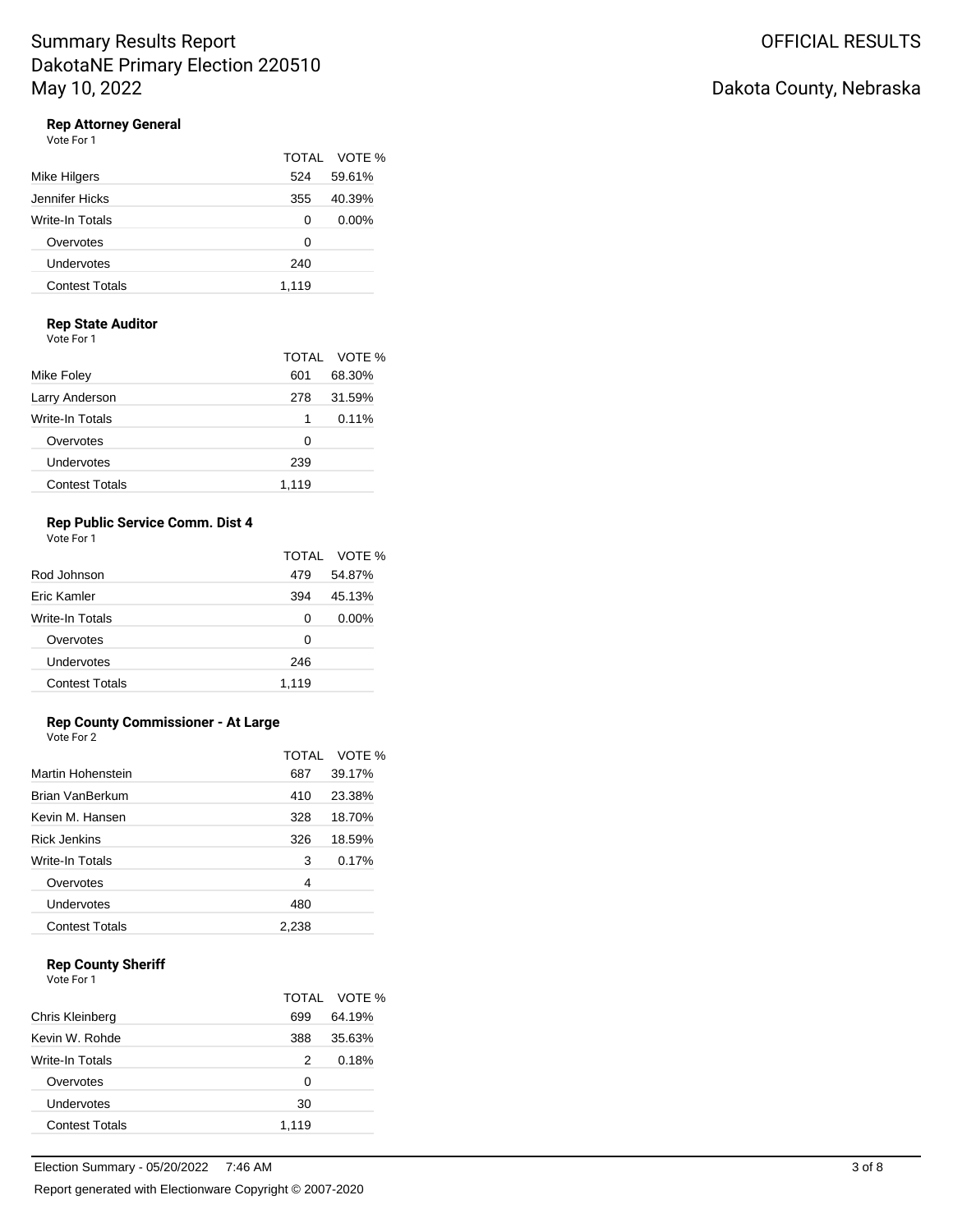## Rep Attorney General

Vote For 1

| | TOTAL | VOTE % |
|---|---|---|
| Mike Hilgers | 524 | 59.61% |
| Jennifer Hicks | 355 | 40.39% |
| Write-In Totals | 0 | 0.00% |
| Overvotes | 0 | |
| Undervotes | 240 | |
| Contest Totals | 1,119 | |

## Rep State Auditor

Vote For 1

| | TOTAL | VOTE % |
|---|---|---|
| Mike Foley | 601 | 68.30% |
| Larry Anderson | 278 | 31.59% |
| Write-In Totals | 1 | 0.11% |
| Overvotes | 0 | |
| Undervotes | 239 | |
| Contest Totals | 1,119 | |

## Rep Public Service Comm. Dist 4

Vote For 1

| | TOTAL | VOTE % |
|---|---|---|
| Rod Johnson | 479 | 54.87% |
| Eric Kamler | 394 | 45.13% |
| Write-In Totals | 0 | 0.00% |
| Overvotes | 0 | |
| Undervotes | 246 | |
| Contest Totals | 1,119 | |

## Rep County Commissioner - At Large

Vote For 2

| | TOTAL | VOTE % |
|---|---|---|
| Martin Hohenstein | 687 | 39.17% |
| Brian VanBerkum | 410 | 23.38% |
| Kevin M. Hansen | 328 | 18.70% |
| Rick Jenkins | 326 | 18.59% |
| Write-In Totals | 3 | 0.17% |
| Overvotes | 4 | |
| Undervotes | 480 | |
| Contest Totals | 2,238 | |

## Rep County Sheriff

Vote For 1

| | TOTAL | VOTE % |
|---|---|---|
| Chris Kleinberg | 699 | 64.19% |
| Kevin W. Rohde | 388 | 35.63% |
| Write-In Totals | 2 | 0.18% |
| Overvotes | 0 | |
| Undervotes | 30 | |
| Contest Totals | 1,119 | |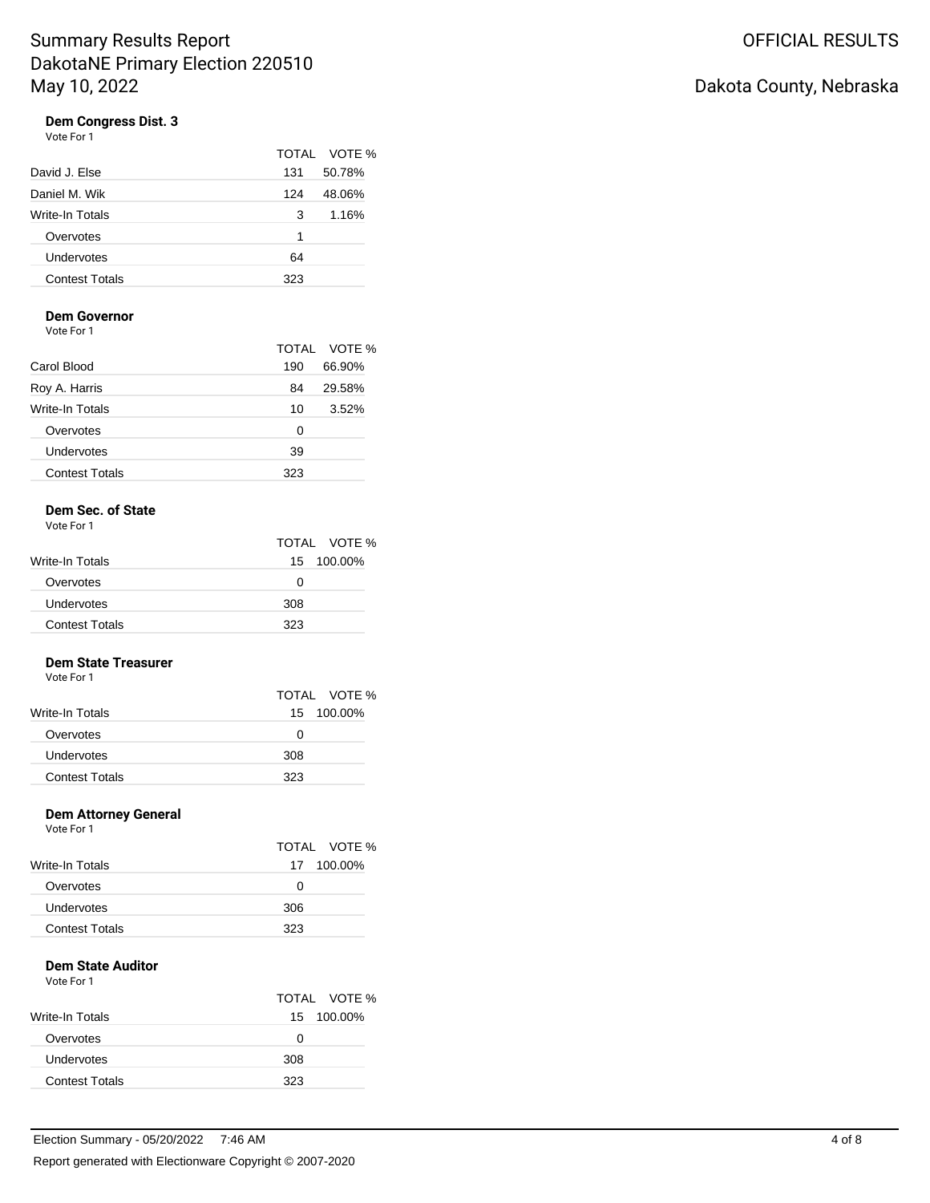# Summary Results Report
## DakotaNE Primary Election 220510
## May 10, 2022

OFFICIAL RESULTS

Dakota County, Nebraska

### Dem Congress Dist. 3

Vote For 1

| | TOTAL | VOTE % |
|---|---|---|
| David J. Else | 131 | 50.78% |
| Daniel M. Wik | 124 | 48.06% |
| Write-In Totals | 3 | 1.16% |
| Overvotes | 1 | |
| Undervotes | 64 | |
| Contest Totals | 323 | |

### Dem Governor

Vote For 1

| | TOTAL | VOTE % |
|---|---|---|
| Carol Blood | 190 | 66.90% |
| Roy A. Harris | 84 | 29.58% |
| Write-In Totals | 10 | 3.52% |
| Overvotes | 0 | |
| Undervotes | 39 | |
| Contest Totals | 323 | |

### Dem Sec. of State

Vote For 1

| | TOTAL | VOTE % |
|---|---|---|
| Write-In Totals | 15 | 100.00% |
| Overvotes | 0 | |
| Undervotes | 308 | |
| Contest Totals | 323 | |

### Dem State Treasurer

Vote For 1

| | TOTAL | VOTE % |
|---|---|---|
| Write-In Totals | 15 | 100.00% |
| Overvotes | 0 | |
| Undervotes | 308 | |
| Contest Totals | 323 | |

### Dem Attorney General

Vote For 1

| | TOTAL | VOTE % |
|---|---|---|
| Write-In Totals | 17 | 100.00% |
| Overvotes | 0 | |
| Undervotes | 306 | |
| Contest Totals | 323 | |

### Dem State Auditor

Vote For 1

| | TOTAL | VOTE % |
|---|---|---|
| Write-In Totals | 15 | 100.00% |
| Overvotes | 0 | |
| Undervotes | 308 | |
| Contest Totals | 323 | |

Election Summary - 05/20/2022 7:46 AM

Report generated with Electionware Copyright © 2007-2020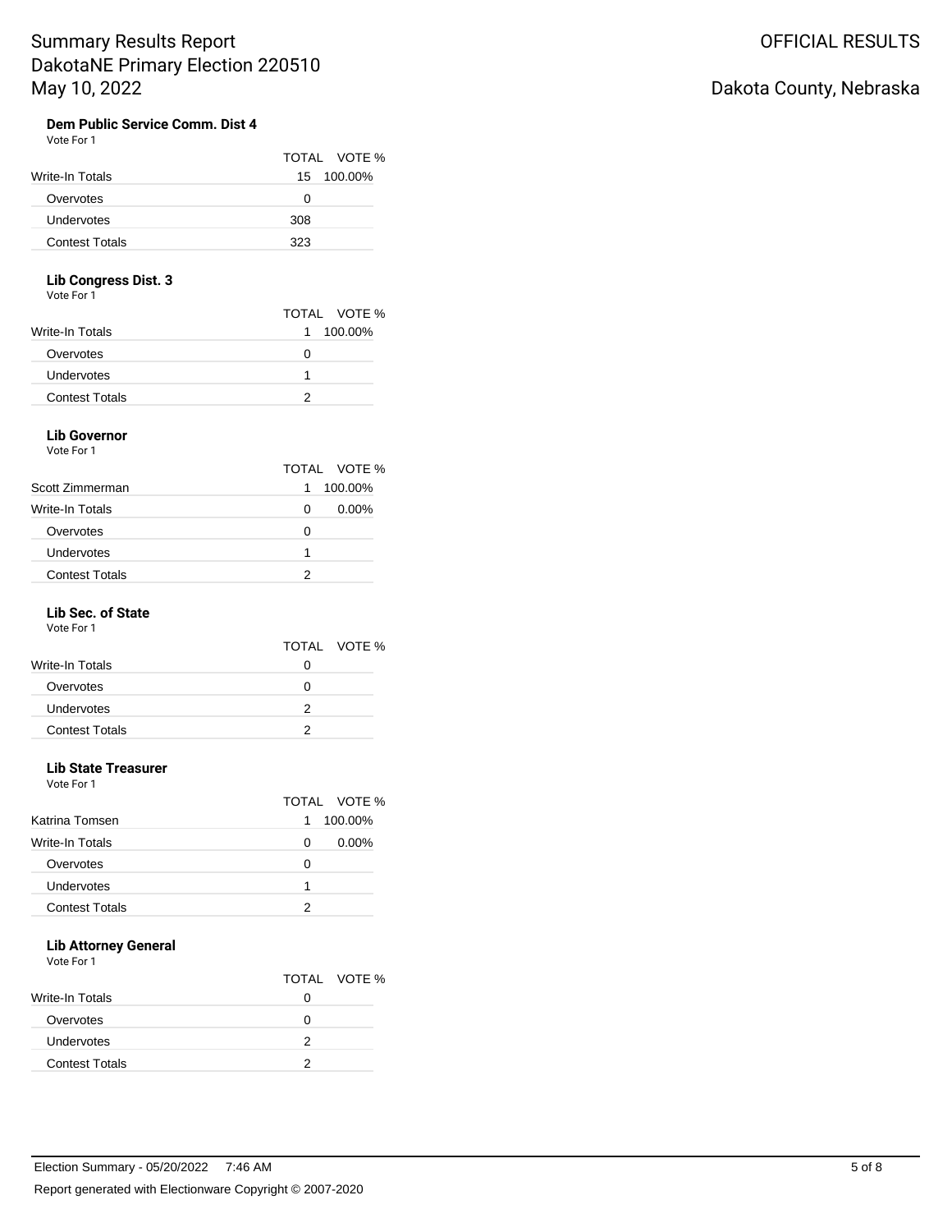### Dem Public Service Comm. Dist 4

Vote For 1

| | TOTAL | VOTE % |
|---|---|---|
| Write-In Totals | 15 | 100.00% |
| Overvotes | 0 | |
| Undervotes | 308 | |
| Contest Totals | 323 | |

### Lib Congress Dist. 3

Vote For 1

| | TOTAL | VOTE % |
|---|---|---|
| Write-In Totals | 1 | 100.00% |
| Overvotes | 0 | |
| Undervotes | 1 | |
| Contest Totals | 2 | |

### Lib Governor

Vote For 1

| | TOTAL | VOTE % |
|---|---|---|
| Scott Zimmerman | 1 | 100.00% |
| Write-In Totals | 0 | 0.00% |
| Overvotes | 0 | |
| Undervotes | 1 | |
| Contest Totals | 2 | |

### Lib Sec. of State

Vote For 1

| | TOTAL | VOTE % |
|---|---|---|
| Write-In Totals | 0 | |
| Overvotes | 0 | |
| Undervotes | 2 | |
| Contest Totals | 2 | |

### Lib State Treasurer

Vote For 1

| | TOTAL | VOTE % |
|---|---|---|
| Katrina Tomsen | 1 | 100.00% |
| Write-In Totals | 0 | 0.00% |
| Overvotes | 0 | |
| Undervotes | 1 | |
| Contest Totals | 2 | |

### Lib Attorney General

Vote For 1

| | TOTAL | VOTE % |
|---|---|---|
| Write-In Totals | 0 | |
| Overvotes | 0 | |
| Undervotes | 2 | |
| Contest Totals | 2 | |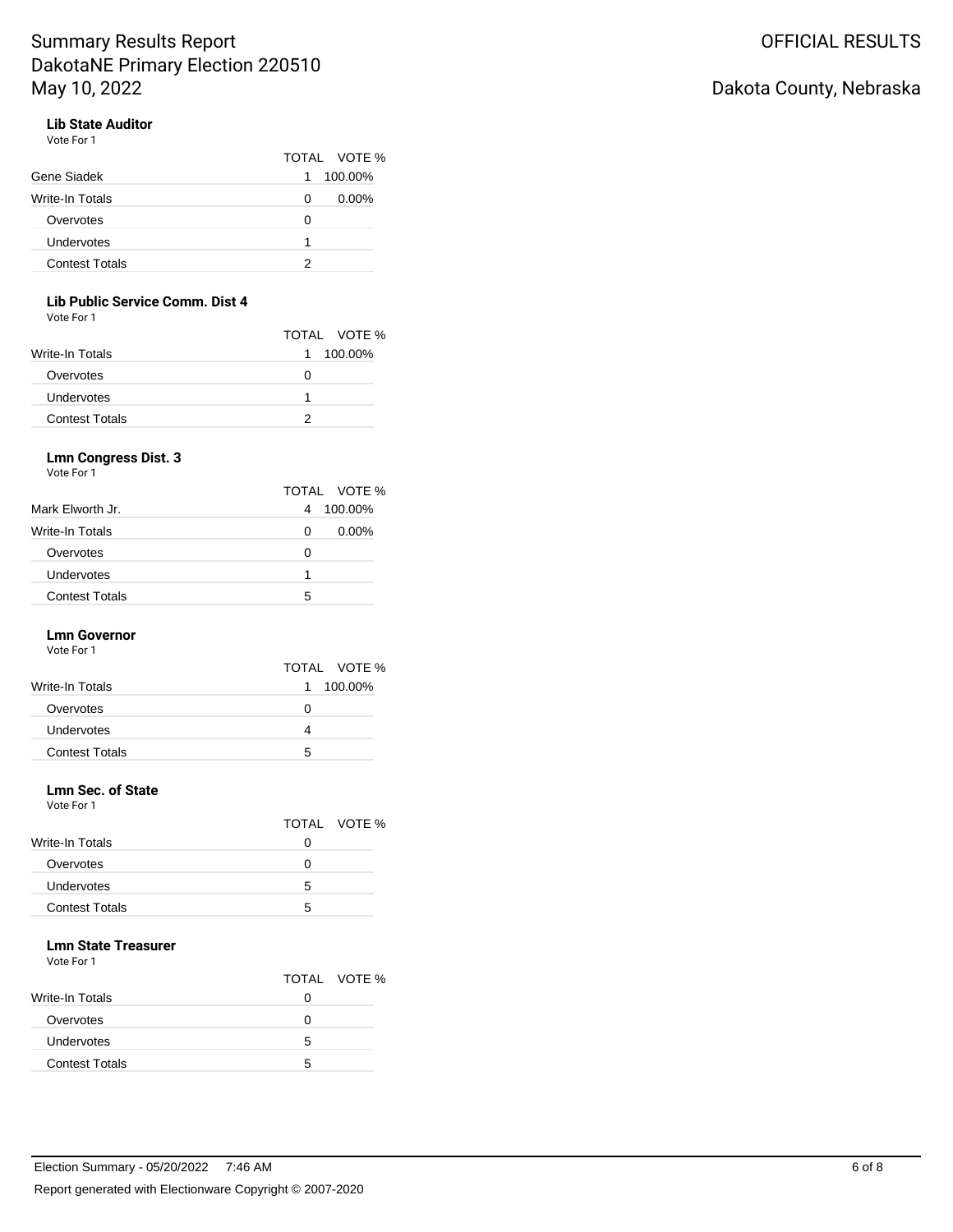# Summary Results Report

DakotaNE Primary Election 220510

May 10, 2022

OFFICIAL RESULTS

Dakota County, Nebraska

### Lib State Auditor

Vote For 1

| | TOTAL | VOTE % |
|---|---|---|
| Gene Siadek | 1 | 100.00% |
| Write-In Totals | 0 | 0.00% |
| Overvotes | 0 | |
| Undervotes | 1 | |
| Contest Totals | 2 | |

### Lib Public Service Comm. Dist 4

Vote For 1

| | TOTAL | VOTE % |
|---|---|---|
| Write-In Totals | 1 | 100.00% |
| Overvotes | 0 | |
| Undervotes | 1 | |
| Contest Totals | 2 | |

### Lmn Congress Dist. 3

Vote For 1

| | TOTAL | VOTE % |
|---|---|---|
| Mark Elworth Jr. | 4 | 100.00% |
| Write-In Totals | 0 | 0.00% |
| Overvotes | 0 | |
| Undervotes | 1 | |
| Contest Totals | 5 | |

### Lmn Governor

Vote For 1

| | TOTAL | VOTE % |
|---|---|---|
| Write-In Totals | 1 | 100.00% |
| Overvotes | 0 | |
| Undervotes | 4 | |
| Contest Totals | 5 | |

### Lmn Sec. of State

Vote For 1

| | TOTAL | VOTE % |
|---|---|---|
| Write-In Totals | 0 | |
| Overvotes | 0 | |
| Undervotes | 5 | |
| Contest Totals | 5 | |

### Lmn State Treasurer

Vote For 1

| | TOTAL | VOTE % |
|---|---|---|
| Write-In Totals | 0 | |
| Overvotes | 0 | |
| Undervotes | 5 | |
| Contest Totals | 5 | |

Election Summary - 05/20/2022 7:46 AM

Report generated with Electionware Copyright © 2007-2020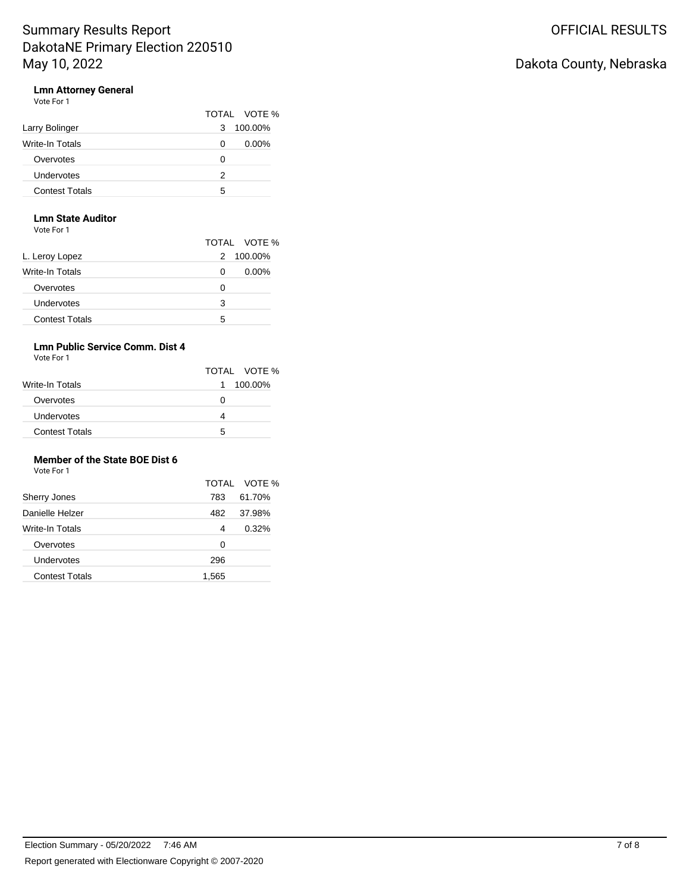# Summary Results Report
# DakotaNE Primary Election 220510
# May 10, 2022

OFFICIAL RESULTS

Dakota County, Nebraska

### Lmn Attorney General

Vote For 1

| | TOTAL | VOTE % |
|---|---|---|
| Larry Bolinger | 3 | 100.00% |
| Write-In Totals | 0 | 0.00% |
| Overvotes | 0 | |
| Undervotes | 2 | |
| Contest Totals | 5 | |

### Lmn State Auditor

Vote For 1

| | TOTAL | VOTE % |
|---|---|---|
| L. Leroy Lopez | 2 | 100.00% |
| Write-In Totals | 0 | 0.00% |
| Overvotes | 0 | |
| Undervotes | 3 | |
| Contest Totals | 5 | |

### Lmn Public Service Comm. Dist 4

Vote For 1

| | TOTAL | VOTE % |
|---|---|---|
| Write-In Totals | 1 | 100.00% |
| Overvotes | 0 | |
| Undervotes | 4 | |
| Contest Totals | 5 | |

### Member of the State BOE Dist 6

Vote For 1

| | TOTAL | VOTE % |
|---|---|---|
| Sherry Jones | 783 | 61.70% |
| Danielle Helzer | 482 | 37.98% |
| Write-In Totals | 4 | 0.32% |
| Overvotes | 0 | |
| Undervotes | 296 | |
| Contest Totals | 1,565 | |

Election Summary - 05/20/2022 7:46 AM

Report generated with Electionware Copyright © 2007-2020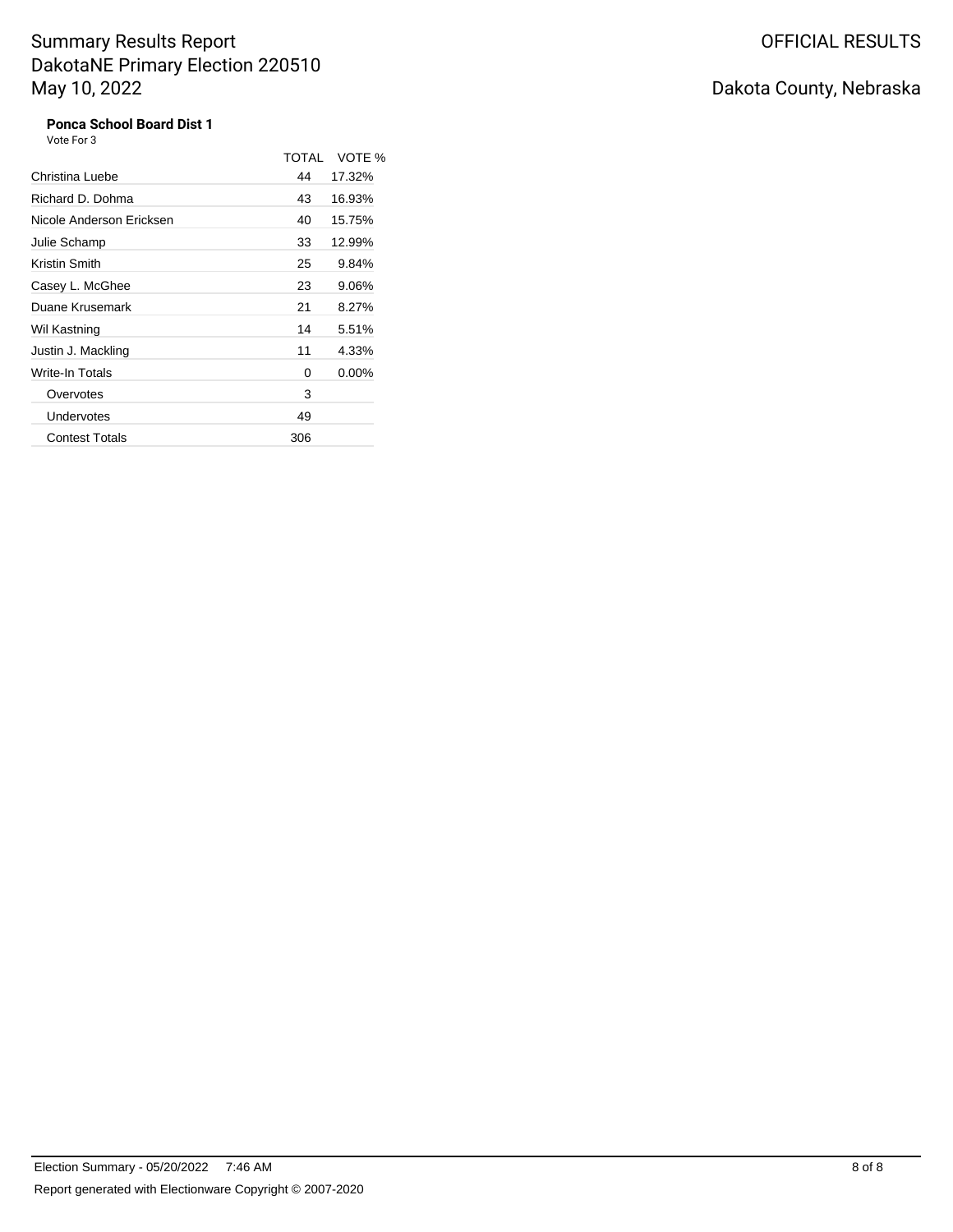# Summary Results Report
## DakotaNE Primary Election 220510
## May 10, 2022

OFFICIAL RESULTS

Dakota County, Nebraska

**Ponca School Board Dist 1**

Vote For 3

| | TOTAL | VOTE % |
|---|---|---|
| Christina Luebe | 44 | 17.32% |
| Richard D. Dohma | 43 | 16.93% |
| Nicole Anderson Ericksen | 40 | 15.75% |
| Julie Schamp | 33 | 12.99% |
| Kristin Smith | 25 | 9.84% |
| Casey L. McGhee | 23 | 9.06% |
| Duane Krusemark | 21 | 8.27% |
| Wil Kastning | 14 | 5.51% |
| Justin J. Mackling | 11 | 4.33% |
| Write-In Totals | 0 | 0.00% |
| Overvotes | 3 | |
| Undervotes | 49 | |
| Contest Totals | 306 | |

Election Summary - 05/20/2022 7:46 AM

Report generated with Electionware Copyright © 2007-2020